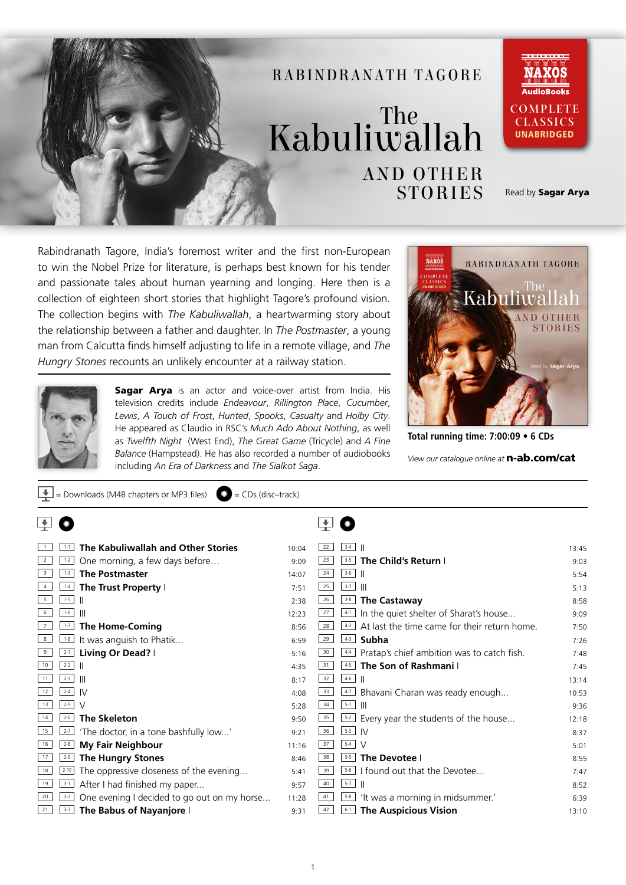# RABINDRANATH TAGORE

# The Kabuliwallah AND OTHER STORIES

NAXOS AudioBooks
COMPLETE CLASSICS UNABRIDGED

Read by **Sagar Arya**

Rabindranath Tagore, India's foremost writer and the first non-European to win the Nobel Prize for literature, is perhaps best known for his tender and passionate tales about human yearning and longing. Here then is a collection of eighteen short stories that highlight Tagore's profound vision. The collection begins with *The Kabuliwallah*, a heartwarming story about the relationship between a father and daughter. In *The Postmaster*, a young man from Calcutta finds himself adjusting to life in a remote village, and *The Hungry Stones* recounts an unlikely encounter at a railway station.

**Sagar Arya** is an actor and voice-over artist from India. His television credits include *Endeavour*, *Rillington Place*, *Cucumber*, *Lewis*, *A Touch of Frost*, *Hunted*, *Spooks*, *Casualty* and *Holby City*. He appeared as Claudio in RSC's *Much Ado About Nothing*, as well as *Twelfth Night* (West End), *The Great Game* (Tricycle) and *A Fine Balance* (Hampstead). He has also recorded a number of audiobooks including *An Era of Darkness* and *The Sialkot Saga*.

**Total running time: 7:00:09 • 6 CDs**

*View our catalogue online at* **n-ab.com/cat**

= Downloads (M4B chapters or MP3 files) = CDs (disc–track)

| Download | CD | Title | Time |
|---|---|---|---|
| 1 | 1-1 | **The Kabuliwallah and Other Stories** | 10:04 |
| 2 | 1-2 | One morning, a few days before… | 9:09 |
| 3 | 1-3 | **The Postmaster** | 14:07 |
| 4 | 1-4 | **The Trust Property** I | 7:51 |
| 5 | 1-5 | II | 2:38 |
| 6 | 1-6 | III | 12:23 |
| 7 | 1-7 | **The Home-Coming** | 8:56 |
| 8 | 1-8 | It was anguish to Phatik… | 6:59 |
| 9 | 2-1 | **Living Or Dead?** I | 5:16 |
| 10 | 2-2 | II | 4:35 |
| 11 | 2-3 | III | 8:17 |
| 12 | 2-4 | IV | 4:08 |
| 13 | 2-5 | V | 5:28 |
| 14 | 2-6 | **The Skeleton** | 9:50 |
| 15 | 2-7 | 'The doctor, in a tone bashfully low…' | 9:21 |
| 16 | 2-8 | **My Fair Neighbour** | 11:16 |
| 17 | 2-9 | **The Hungry Stones** | 8:46 |
| 18 | 2-10 | The oppressive closeness of the evening… | 5:41 |
| 19 | 3-1 | After I had finished my paper… | 9:57 |
| 20 | 3-2 | One evening I decided to go out on my horse… | 11:28 |
| 21 | 3-3 | **The Babus of Nayanjore** I | 9:31 |
| 22 | 3-4 | II | 13:45 |
| 23 | 3-5 | **The Child's Return** I | 9:03 |
| 24 | 3-6 | II | 5:54 |
| 25 | 3-7 | III | 5:13 |
| 26 | 3-8 | **The Castaway** | 8:58 |
| 27 | 4-1 | In the quiet shelter of Sharat's house… | 9:09 |
| 28 | 4-2 | At last the time came for their return home. | 7:50 |
| 29 | 4-3 | **Subha** | 7:26 |
| 30 | 4-4 | Pratap's chief ambition was to catch fish. | 7:48 |
| 31 | 4-5 | **The Son of Rashmani** I | 7:45 |
| 32 | 4-6 | II | 13:14 |
| 33 | 4-7 | Bhavani Charan was ready enough… | 10:53 |
| 34 | 5-1 | III | 9:36 |
| 35 | 5-2 | Every year the students of the house… | 12:18 |
| 36 | 5-3 | IV | 8:37 |
| 37 | 5-4 | V | 5:01 |
| 38 | 5-5 | **The Devotee** I | 8:55 |
| 39 | 5-6 | I found out that the Devotee… | 7:47 |
| 40 | 5-7 | II | 8:52 |
| 41 | 5-8 | 'It was a morning in midsummer.' | 6:39 |
| 42 | 6-1 | **The Auspicious Vision** | 13:10 |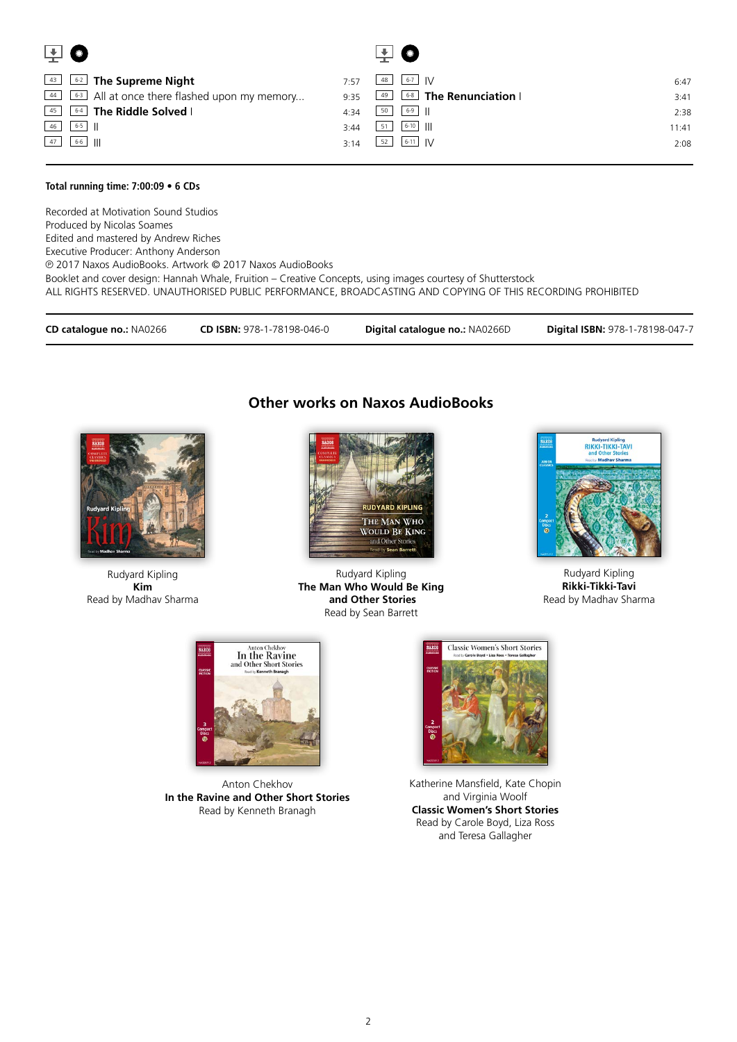| | | | |
|---|---|---|---|
| 43 | 6-2 | **The Supreme Night** | 7:57 |
| 44 | 6-3 | All at once there flashed upon my memory... | 9:35 |
| 45 | 6-4 | **The Riddle Solved** I | 4:34 |
| 46 | 6-5 | II | 3:44 |
| 47 | 6-6 | III | 3:14 |
| 48 | 6-7 | IV | 6:47 |
| 49 | 6-8 | **The Renunciation** I | 3:41 |
| 50 | 6-9 | II | 2:38 |
| 51 | 6-10 | III | 11:41 |
| 52 | 6-11 | IV | 2:08 |

**Total running time: 7:00:09 • 6 CDs**

Recorded at Motivation Sound Studios
Produced by Nicolas Soames
Edited and mastered by Andrew Riches
Executive Producer: Anthony Anderson
℗ 2017 Naxos AudioBooks. Artwork © 2017 Naxos AudioBooks
Booklet and cover design: Hannah Whale, Fruition – Creative Concepts, using images courtesy of Shutterstock
ALL RIGHTS RESERVED. UNAUTHORISED PUBLIC PERFORMANCE, BROADCASTING AND COPYING OF THIS RECORDING PROHIBITED

**CD catalogue no.:** NA0266 **CD ISBN:** 978-1-78198-046-0 **Digital catalogue no.:** NA0266D **Digital ISBN:** 978-1-78198-047-7

## Other works on Naxos AudioBooks

Rudyard Kipling
**Kim**
Read by Madhav Sharma

Rudyard Kipling
**The Man Who Would Be King and Other Stories**
Read by Sean Barrett

Rudyard Kipling
**Rikki-Tikki-Tavi**
Read by Madhav Sharma

Anton Chekhov
**In the Ravine and Other Short Stories**
Read by Kenneth Branagh

Katherine Mansfield, Kate Chopin and Virginia Woolf
**Classic Women's Short Stories**
Read by Carole Boyd, Liza Ross and Teresa Gallagher